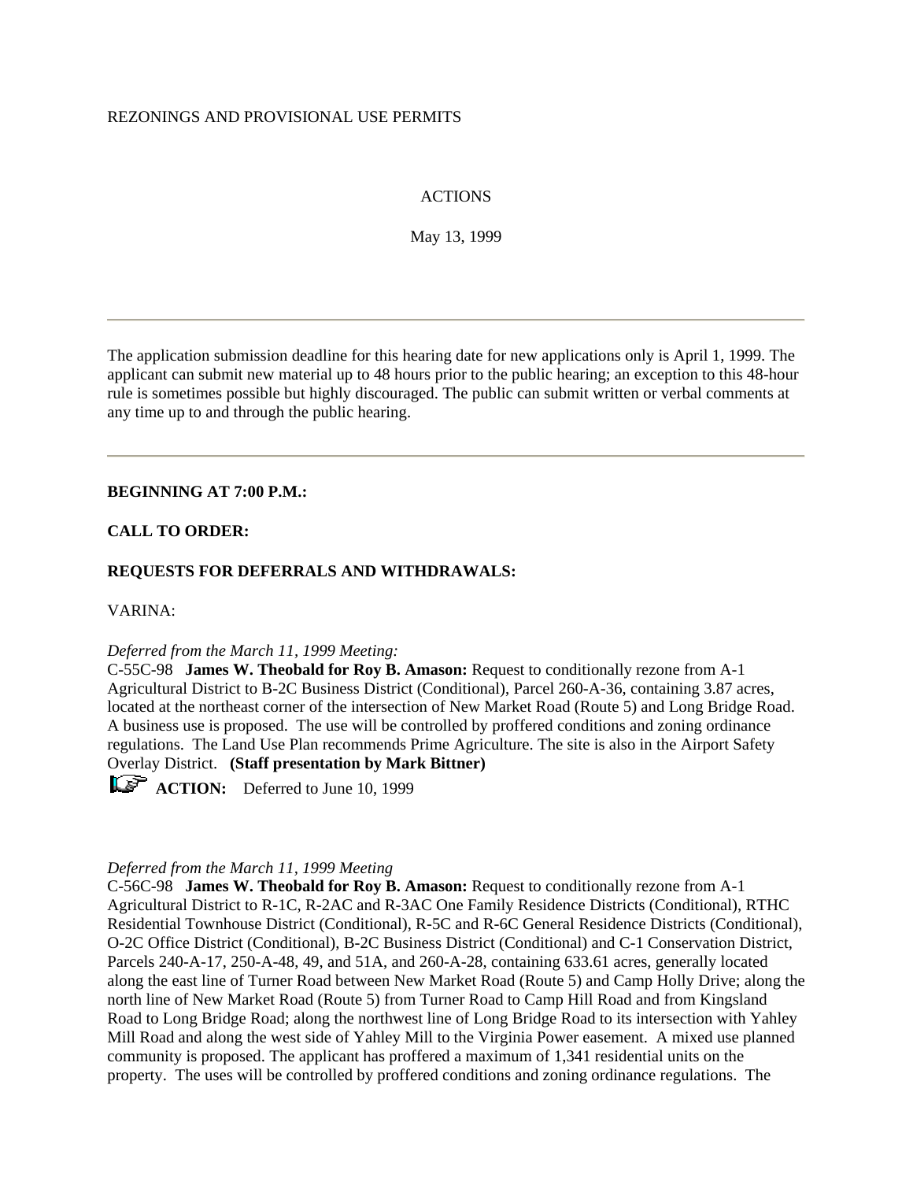REZONINGS AND PROVISIONAL USE PERMITS

ACTIONS

May 13, 1999

---

The application submission deadline for this hearing date for new applications only is April 1, 1999. The applicant can submit new material up to 48 hours prior to the public hearing; an exception to this 48-hour rule is sometimes possible but highly discouraged. The public can submit written or verbal comments at any time up to and through the public hearing.

---

**BEGINNING AT 7:00 P.M.:**

**CALL TO ORDER:**

**REQUESTS FOR DEFERRALS AND WITHDRAWALS:**

VARINA:

*Deferred from the March 11, 1999 Meeting:*
C-55C-98 **James W. Theobald for Roy B. Amason:** Request to conditionally rezone from A-1 Agricultural District to B-2C Business District (Conditional), Parcel 260-A-36, containing 3.87 acres, located at the northeast corner of the intersection of New Market Road (Route 5) and Long Bridge Road. A business use is proposed. The use will be controlled by proffered conditions and zoning ordinance regulations. The Land Use Plan recommends Prime Agriculture. The site is also in the Airport Safety Overlay District. **(Staff presentation by Mark Bittner)**

**ACTION:** Deferred to June 10, 1999

*Deferred from the March 11, 1999 Meeting*
C-56C-98 **James W. Theobald for Roy B. Amason:** Request to conditionally rezone from A-1 Agricultural District to R-1C, R-2AC and R-3AC One Family Residence Districts (Conditional), RTHC Residential Townhouse District (Conditional), R-5C and R-6C General Residence Districts (Conditional), O-2C Office District (Conditional), B-2C Business District (Conditional) and C-1 Conservation District, Parcels 240-A-17, 250-A-48, 49, and 51A, and 260-A-28, containing 633.61 acres, generally located along the east line of Turner Road between New Market Road (Route 5) and Camp Holly Drive; along the north line of New Market Road (Route 5) from Turner Road to Camp Hill Road and from Kingsland Road to Long Bridge Road; along the northwest line of Long Bridge Road to its intersection with Yahley Mill Road and along the west side of Yahley Mill to the Virginia Power easement. A mixed use planned community is proposed. The applicant has proffered a maximum of 1,341 residential units on the property. The uses will be controlled by proffered conditions and zoning ordinance regulations. The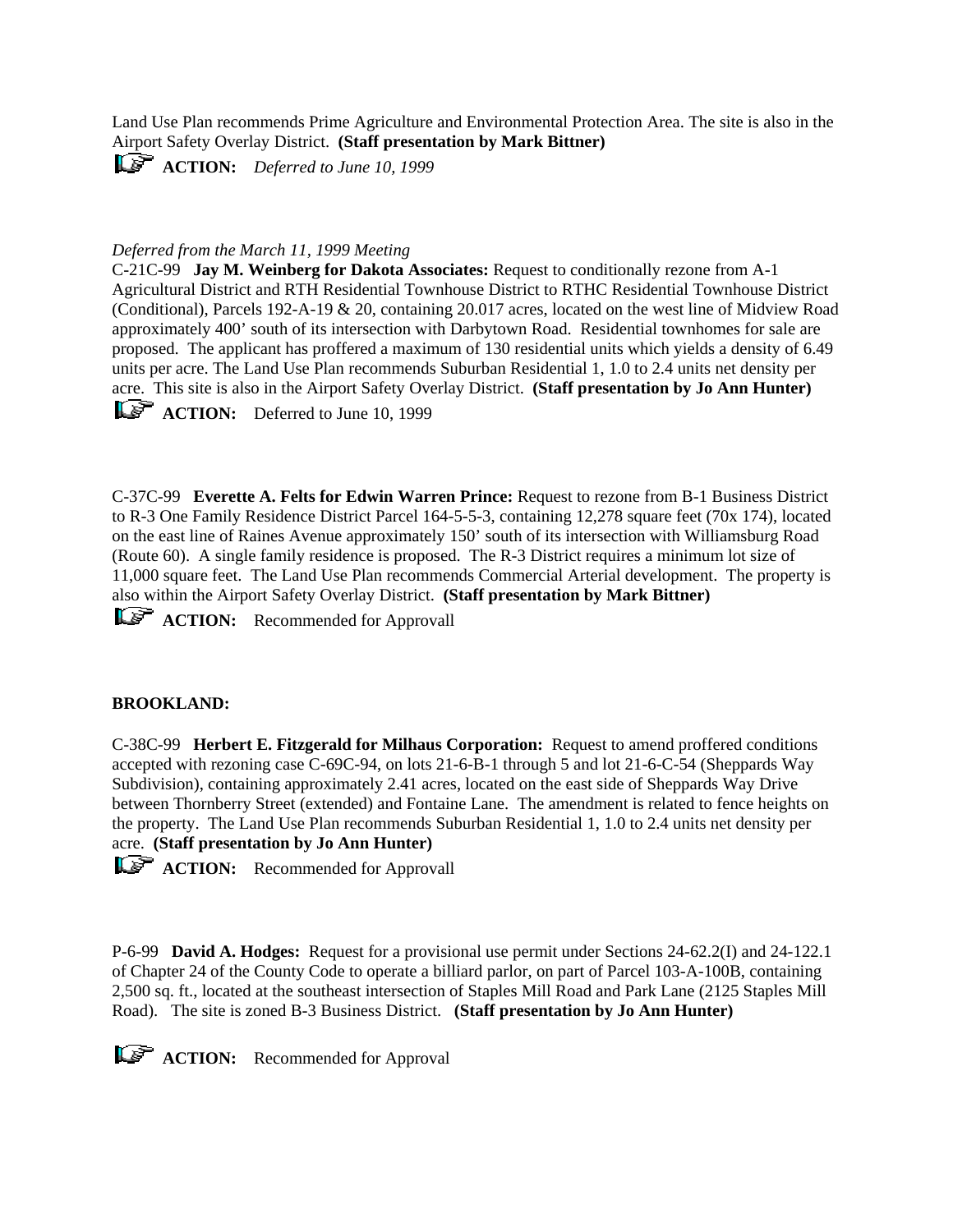Land Use Plan recommends Prime Agriculture and Environmental Protection Area. The site is also in the Airport Safety Overlay District. **(Staff presentation by Mark Bittner)**

**ACTION:** *Deferred to June 10, 1999*

*Deferred from the March 11, 1999 Meeting*

C-21C-99 **Jay M. Weinberg for Dakota Associates:** Request to conditionally rezone from A-1 Agricultural District and RTH Residential Townhouse District to RTHC Residential Townhouse District (Conditional), Parcels 192-A-19 & 20, containing 20.017 acres, located on the west line of Midview Road approximately 400' south of its intersection with Darbytown Road. Residential townhomes for sale are proposed. The applicant has proffered a maximum of 130 residential units which yields a density of 6.49 units per acre. The Land Use Plan recommends Suburban Residential 1, 1.0 to 2.4 units net density per acre. This site is also in the Airport Safety Overlay District. **(Staff presentation by Jo Ann Hunter)**

**ACTION:** Deferred to June 10, 1999

C-37C-99 **Everette A. Felts for Edwin Warren Prince:** Request to rezone from B-1 Business District to R-3 One Family Residence District Parcel 164-5-5-3, containing 12,278 square feet (70x 174), located on the east line of Raines Avenue approximately 150' south of its intersection with Williamsburg Road (Route 60). A single family residence is proposed. The R-3 District requires a minimum lot size of 11,000 square feet. The Land Use Plan recommends Commercial Arterial development. The property is also within the Airport Safety Overlay District. **(Staff presentation by Mark Bittner)**

**ACTION:** Recommended for Approvall

**BROOKLAND:**

C-38C-99 **Herbert E. Fitzgerald for Milhaus Corporation:** Request to amend proffered conditions accepted with rezoning case C-69C-94, on lots 21-6-B-1 through 5 and lot 21-6-C-54 (Sheppards Way Subdivision), containing approximately 2.41 acres, located on the east side of Sheppards Way Drive between Thornberry Street (extended) and Fontaine Lane. The amendment is related to fence heights on the property. The Land Use Plan recommends Suburban Residential 1, 1.0 to 2.4 units net density per acre. **(Staff presentation by Jo Ann Hunter)**

**ACTION:** Recommended for Approvall

P-6-99 **David A. Hodges:** Request for a provisional use permit under Sections 24-62.2(I) and 24-122.1 of Chapter 24 of the County Code to operate a billiard parlor, on part of Parcel 103-A-100B, containing 2,500 sq. ft., located at the southeast intersection of Staples Mill Road and Park Lane (2125 Staples Mill Road). The site is zoned B-3 Business District. **(Staff presentation by Jo Ann Hunter)**

**ACTION:** Recommended for Approval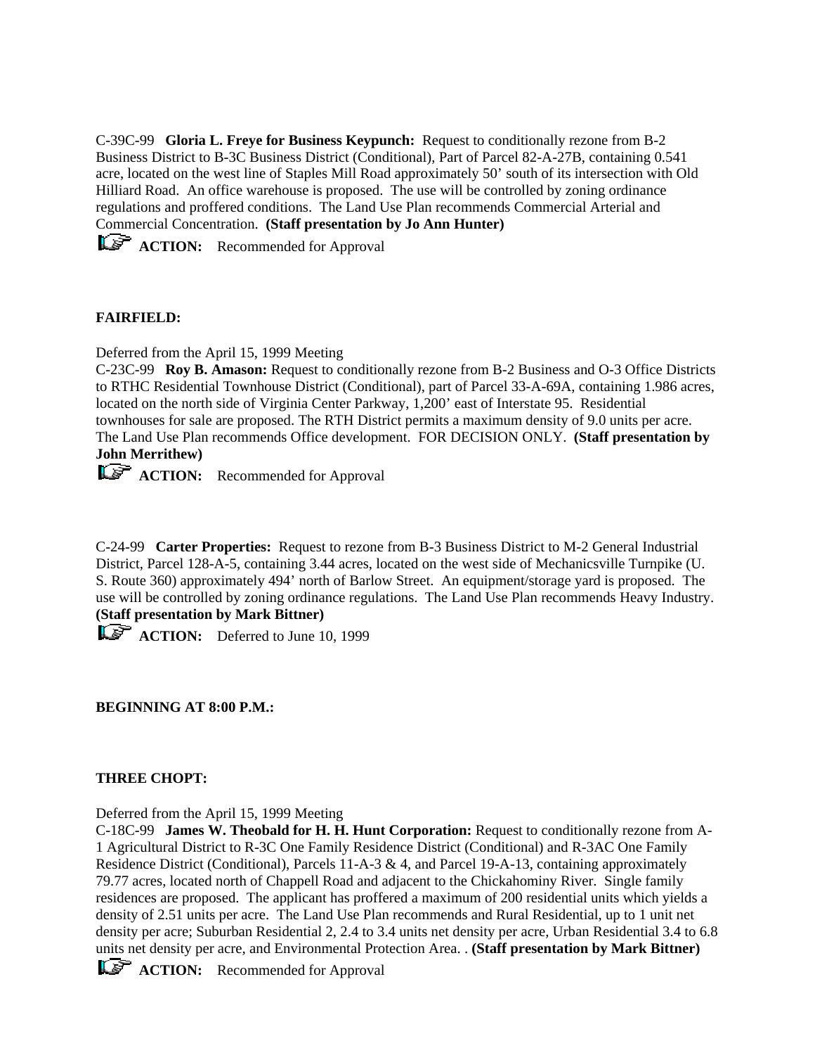C-39C-99 **Gloria L. Freye for Business Keypunch:** Request to conditionally rezone from B-2 Business District to B-3C Business District (Conditional), Part of Parcel 82-A-27B, containing 0.541 acre, located on the west line of Staples Mill Road approximately 50' south of its intersection with Old Hilliard Road. An office warehouse is proposed. The use will be controlled by zoning ordinance regulations and proffered conditions. The Land Use Plan recommends Commercial Arterial and Commercial Concentration. **(Staff presentation by Jo Ann Hunter)**

☞ **ACTION:** Recommended for Approval

**FAIRFIELD:**

Deferred from the April 15, 1999 Meeting
C-23C-99 **Roy B. Amason:** Request to conditionally rezone from B-2 Business and O-3 Office Districts to RTHC Residential Townhouse District (Conditional), part of Parcel 33-A-69A, containing 1.986 acres, located on the north side of Virginia Center Parkway, 1,200' east of Interstate 95. Residential townhouses for sale are proposed. The RTH District permits a maximum density of 9.0 units per acre. The Land Use Plan recommends Office development. FOR DECISION ONLY. **(Staff presentation by John Merrithew)**

☞ **ACTION:** Recommended for Approval

C-24-99 **Carter Properties:** Request to rezone from B-3 Business District to M-2 General Industrial District, Parcel 128-A-5, containing 3.44 acres, located on the west side of Mechanicsville Turnpike (U. S. Route 360) approximately 494' north of Barlow Street. An equipment/storage yard is proposed. The use will be controlled by zoning ordinance regulations. The Land Use Plan recommends Heavy Industry. **(Staff presentation by Mark Bittner)**

☞ **ACTION:** Deferred to June 10, 1999

**BEGINNING AT 8:00 P.M.:**

**THREE CHOPT:**

Deferred from the April 15, 1999 Meeting
C-18C-99 **James W. Theobald for H. H. Hunt Corporation:** Request to conditionally rezone from A-1 Agricultural District to R-3C One Family Residence District (Conditional) and R-3AC One Family Residence District (Conditional), Parcels 11-A-3 & 4, and Parcel 19-A-13, containing approximately 79.77 acres, located north of Chappell Road and adjacent to the Chickahominy River. Single family residences are proposed. The applicant has proffered a maximum of 200 residential units which yields a density of 2.51 units per acre. The Land Use Plan recommends and Rural Residential, up to 1 unit net density per acre; Suburban Residential 2, 2.4 to 3.4 units net density per acre, Urban Residential 3.4 to 6.8 units net density per acre, and Environmental Protection Area. . **(Staff presentation by Mark Bittner)**

☞ **ACTION:** Recommended for Approval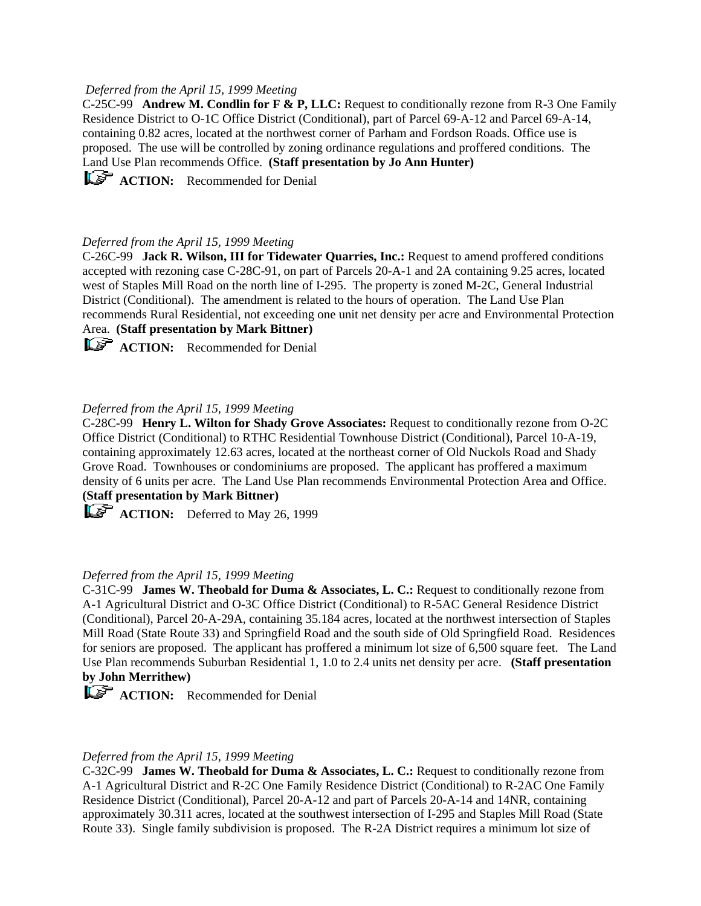*Deferred from the April 15, 1999 Meeting*
C-25C-99 **Andrew M. Condlin for F & P, LLC:** Request to conditionally rezone from R-3 One Family Residence District to O-1C Office District (Conditional), part of Parcel 69-A-12 and Parcel 69-A-14, containing 0.82 acres, located at the northwest corner of Parham and Fordson Roads. Office use is proposed. The use will be controlled by zoning ordinance regulations and proffered conditions. The Land Use Plan recommends Office. **(Staff presentation by Jo Ann Hunter)**

**ACTION:** Recommended for Denial

*Deferred from the April 15, 1999 Meeting*
C-26C-99 **Jack R. Wilson, III for Tidewater Quarries, Inc.:** Request to amend proffered conditions accepted with rezoning case C-28C-91, on part of Parcels 20-A-1 and 2A containing 9.25 acres, located west of Staples Mill Road on the north line of I-295. The property is zoned M-2C, General Industrial District (Conditional). The amendment is related to the hours of operation. The Land Use Plan recommends Rural Residential, not exceeding one unit net density per acre and Environmental Protection Area. **(Staff presentation by Mark Bittner)**

**ACTION:** Recommended for Denial

*Deferred from the April 15, 1999 Meeting*
C-28C-99 **Henry L. Wilton for Shady Grove Associates:** Request to conditionally rezone from O-2C Office District (Conditional) to RTHC Residential Townhouse District (Conditional), Parcel 10-A-19, containing approximately 12.63 acres, located at the northeast corner of Old Nuckols Road and Shady Grove Road. Townhouses or condominiums are proposed. The applicant has proffered a maximum density of 6 units per acre. The Land Use Plan recommends Environmental Protection Area and Office. **(Staff presentation by Mark Bittner)**

**ACTION:** Deferred to May 26, 1999

*Deferred from the April 15, 1999 Meeting*
C-31C-99 **James W. Theobald for Duma & Associates, L. C.:** Request to conditionally rezone from A-1 Agricultural District and O-3C Office District (Conditional) to R-5AC General Residence District (Conditional), Parcel 20-A-29A, containing 35.184 acres, located at the northwest intersection of Staples Mill Road (State Route 33) and Springfield Road and the south side of Old Springfield Road. Residences for seniors are proposed. The applicant has proffered a minimum lot size of 6,500 square feet. The Land Use Plan recommends Suburban Residential 1, 1.0 to 2.4 units net density per acre. **(Staff presentation by John Merrithew)**

**ACTION:** Recommended for Denial

*Deferred from the April 15, 1999 Meeting*
C-32C-99 **James W. Theobald for Duma & Associates, L. C.:** Request to conditionally rezone from A-1 Agricultural District and R-2C One Family Residence District (Conditional) to R-2AC One Family Residence District (Conditional), Parcel 20-A-12 and part of Parcels 20-A-14 and 14NR, containing approximately 30.311 acres, located at the southwest intersection of I-295 and Staples Mill Road (State Route 33). Single family subdivision is proposed. The R-2A District requires a minimum lot size of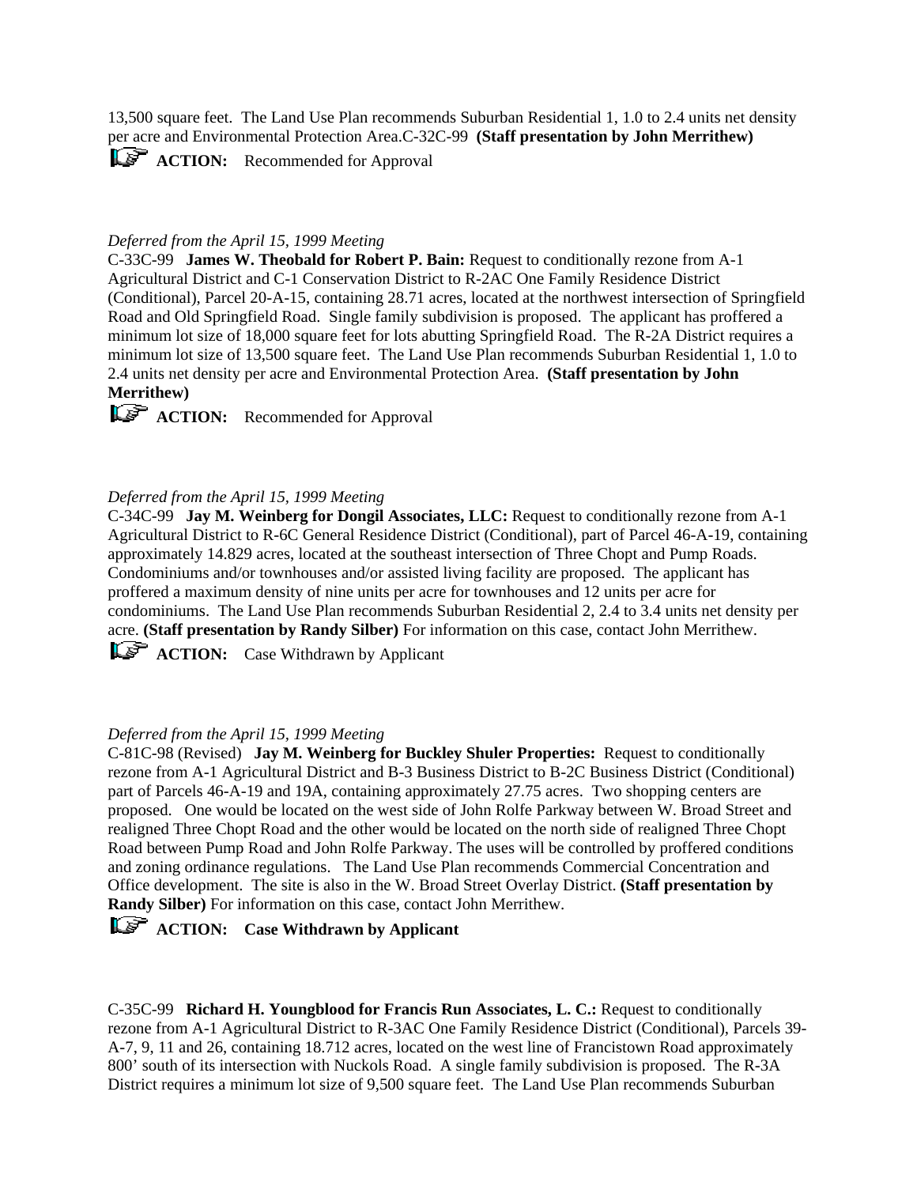13,500 square feet. The Land Use Plan recommends Suburban Residential 1, 1.0 to 2.4 units net density per acre and Environmental Protection Area.C-32C-99 **(Staff presentation by John Merrithew)**

☞ **ACTION:** Recommended for Approval

*Deferred from the April 15, 1999 Meeting*

C-33C-99 **James W. Theobald for Robert P. Bain:** Request to conditionally rezone from A-1 Agricultural District and C-1 Conservation District to R-2AC One Family Residence District (Conditional), Parcel 20-A-15, containing 28.71 acres, located at the northwest intersection of Springfield Road and Old Springfield Road. Single family subdivision is proposed. The applicant has proffered a minimum lot size of 18,000 square feet for lots abutting Springfield Road. The R-2A District requires a minimum lot size of 13,500 square feet. The Land Use Plan recommends Suburban Residential 1, 1.0 to 2.4 units net density per acre and Environmental Protection Area. **(Staff presentation by John Merrithew)**

☞ **ACTION:** Recommended for Approval

*Deferred from the April 15, 1999 Meeting*

C-34C-99 **Jay M. Weinberg for Dongil Associates, LLC:** Request to conditionally rezone from A-1 Agricultural District to R-6C General Residence District (Conditional), part of Parcel 46-A-19, containing approximately 14.829 acres, located at the southeast intersection of Three Chopt and Pump Roads. Condominiums and/or townhouses and/or assisted living facility are proposed. The applicant has proffered a maximum density of nine units per acre for townhouses and 12 units per acre for condominiums. The Land Use Plan recommends Suburban Residential 2, 2.4 to 3.4 units net density per acre. **(Staff presentation by Randy Silber)** For information on this case, contact John Merrithew.

☞ **ACTION:** Case Withdrawn by Applicant

*Deferred from the April 15, 1999 Meeting*

C-81C-98 (Revised) **Jay M. Weinberg for Buckley Shuler Properties:** Request to conditionally rezone from A-1 Agricultural District and B-3 Business District to B-2C Business District (Conditional) part of Parcels 46-A-19 and 19A, containing approximately 27.75 acres. Two shopping centers are proposed. One would be located on the west side of John Rolfe Parkway between W. Broad Street and realigned Three Chopt Road and the other would be located on the north side of realigned Three Chopt Road between Pump Road and John Rolfe Parkway. The uses will be controlled by proffered conditions and zoning ordinance regulations. The Land Use Plan recommends Commercial Concentration and Office development. The site is also in the W. Broad Street Overlay District. **(Staff presentation by Randy Silber)** For information on this case, contact John Merrithew.

☞ **ACTION: Case Withdrawn by Applicant**

C-35C-99 **Richard H. Youngblood for Francis Run Associates, L. C.:** Request to conditionally rezone from A-1 Agricultural District to R-3AC One Family Residence District (Conditional), Parcels 39-A-7, 9, 11 and 26, containing 18.712 acres, located on the west line of Francistown Road approximately 800' south of its intersection with Nuckols Road. A single family subdivision is proposed. The R-3A District requires a minimum lot size of 9,500 square feet. The Land Use Plan recommends Suburban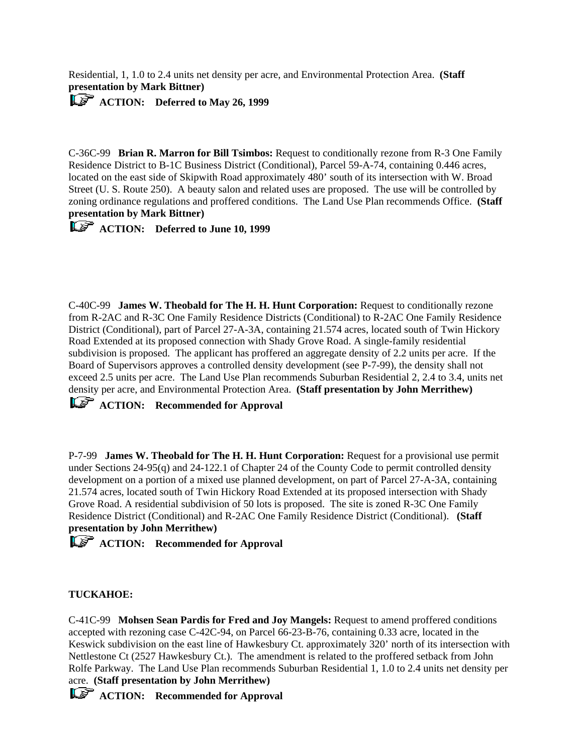Residential, 1, 1.0 to 2.4 units net density per acre, and Environmental Protection Area. **(Staff presentation by Mark Bittner)**

☞ **ACTION: Deferred to May 26, 1999**

C-36C-99 **Brian R. Marron for Bill Tsimbos:** Request to conditionally rezone from R-3 One Family Residence District to B-1C Business District (Conditional), Parcel 59-A-74, containing 0.446 acres, located on the east side of Skipwith Road approximately 480' south of its intersection with W. Broad Street (U. S. Route 250). A beauty salon and related uses are proposed. The use will be controlled by zoning ordinance regulations and proffered conditions. The Land Use Plan recommends Office. **(Staff presentation by Mark Bittner)**

☞ **ACTION: Deferred to June 10, 1999**

C-40C-99 **James W. Theobald for The H. H. Hunt Corporation:** Request to conditionally rezone from R-2AC and R-3C One Family Residence Districts (Conditional) to R-2AC One Family Residence District (Conditional), part of Parcel 27-A-3A, containing 21.574 acres, located south of Twin Hickory Road Extended at its proposed connection with Shady Grove Road. A single-family residential subdivision is proposed. The applicant has proffered an aggregate density of 2.2 units per acre. If the Board of Supervisors approves a controlled density development (see P-7-99), the density shall not exceed 2.5 units per acre. The Land Use Plan recommends Suburban Residential 2, 2.4 to 3.4, units net density per acre, and Environmental Protection Area. **(Staff presentation by John Merrithew)**

☞ **ACTION: Recommended for Approval**

P-7-99 **James W. Theobald for The H. H. Hunt Corporation:** Request for a provisional use permit under Sections 24-95(q) and 24-122.1 of Chapter 24 of the County Code to permit controlled density development on a portion of a mixed use planned development, on part of Parcel 27-A-3A, containing 21.574 acres, located south of Twin Hickory Road Extended at its proposed intersection with Shady Grove Road. A residential subdivision of 50 lots is proposed. The site is zoned R-3C One Family Residence District (Conditional) and R-2AC One Family Residence District (Conditional). **(Staff presentation by John Merrithew)**

☞ **ACTION: Recommended for Approval**

**TUCKAHOE:**

C-41C-99 **Mohsen Sean Pardis for Fred and Joy Mangels:** Request to amend proffered conditions accepted with rezoning case C-42C-94, on Parcel 66-23-B-76, containing 0.33 acre, located in the Keswick subdivision on the east line of Hawkesbury Ct. approximately 320' north of its intersection with Nettlestone Ct (2527 Hawkesbury Ct.). The amendment is related to the proffered setback from John Rolfe Parkway. The Land Use Plan recommends Suburban Residential 1, 1.0 to 2.4 units net density per acre. **(Staff presentation by John Merrithew)**

☞ **ACTION: Recommended for Approval**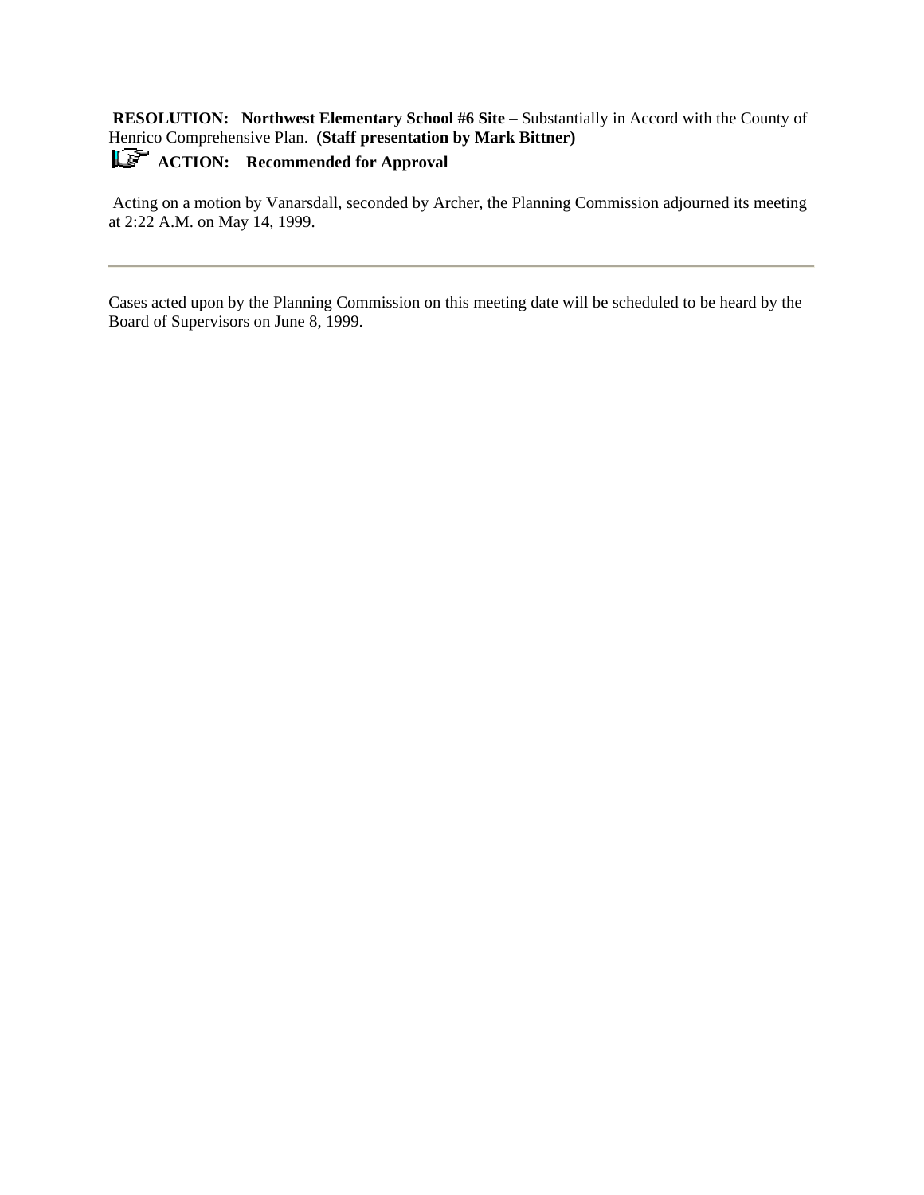**RESOLUTION: Northwest Elementary School #6 Site –** Substantially in Accord with the County of Henrico Comprehensive Plan. **(Staff presentation by Mark Bittner)**

**ACTION: Recommended for Approval**

Acting on a motion by Vanarsdall, seconded by Archer, the Planning Commission adjourned its meeting at 2:22 A.M. on May 14, 1999.

---

Cases acted upon by the Planning Commission on this meeting date will be scheduled to be heard by the Board of Supervisors on June 8, 1999.